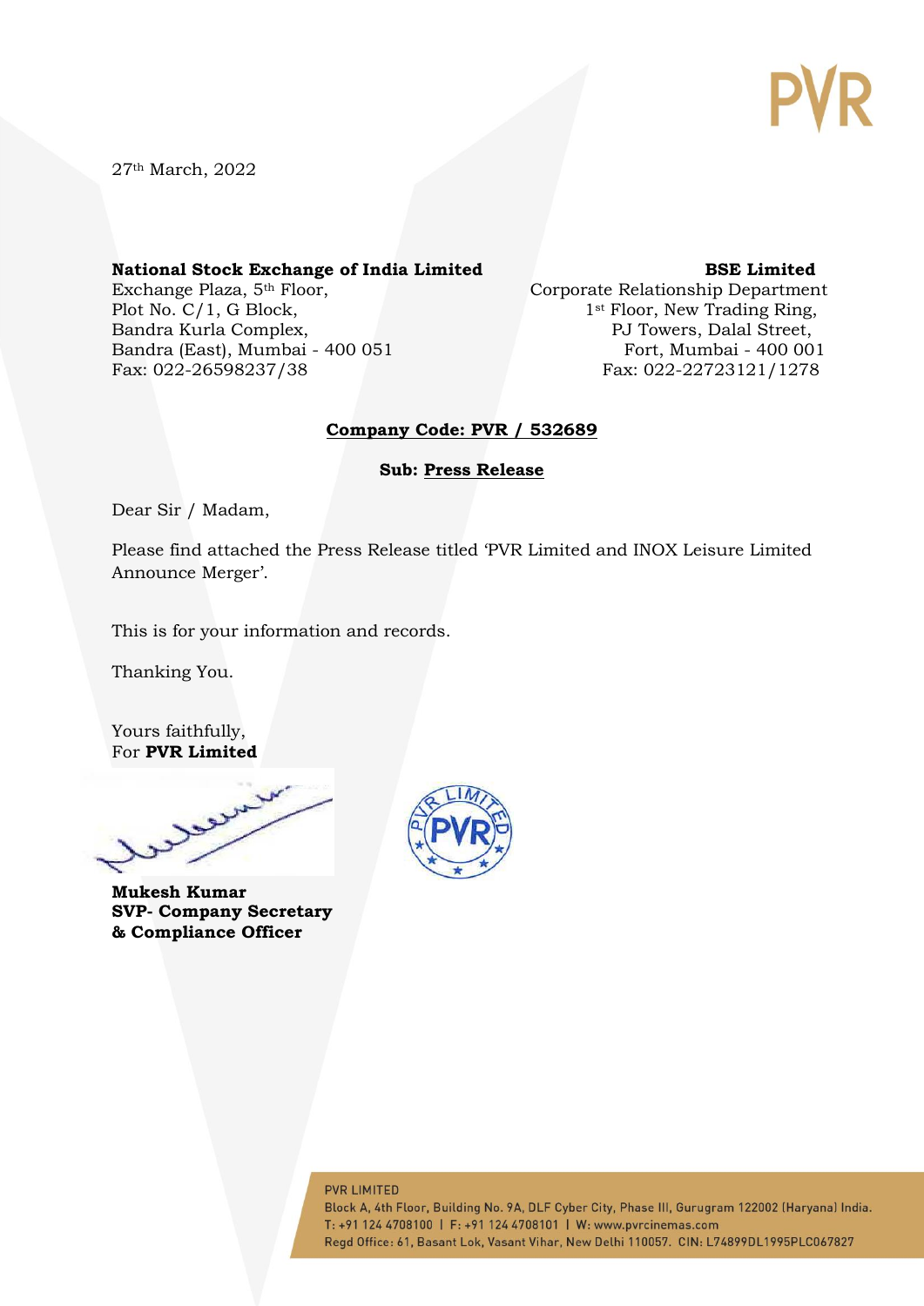27th March, 2022

**National Stock Exchange of India Limited**
Exchange Plaza, 5th Floor,
Plot No. C/1, G Block,
Bandra Kurla Complex,
Bandra (East), Mumbai - 400 051
Fax: 022-26598237/38

**BSE Limited**
Corporate Relationship Department
1st Floor, New Trading Ring,
PJ Towers, Dalal Street,
Fort, Mumbai - 400 001
Fax: 022-22723121/1278

**Company Code: PVR / 532689**

**Sub: Press Release**

Dear Sir / Madam,

Please find attached the Press Release titled 'PVR Limited and INOX Leisure Limited Announce Merger'.

This is for your information and records.

Thanking You.

Yours faithfully,
For **PVR Limited**

**Mukesh Kumar**
**SVP- Company Secretary**
**& Compliance Officer**

PVR LIMITED
Block A, 4th Floor, Building No. 9A, DLF Cyber City, Phase III, Gurugram 122002 (Haryana) India.
T: +91 124 4708100 | F: +91 124 4708101 | W: www.pvrcinemas.com
Regd Office: 61, Basant Lok, Vasant Vihar, New Delhi 110057. CIN: L74899DL1995PLC067827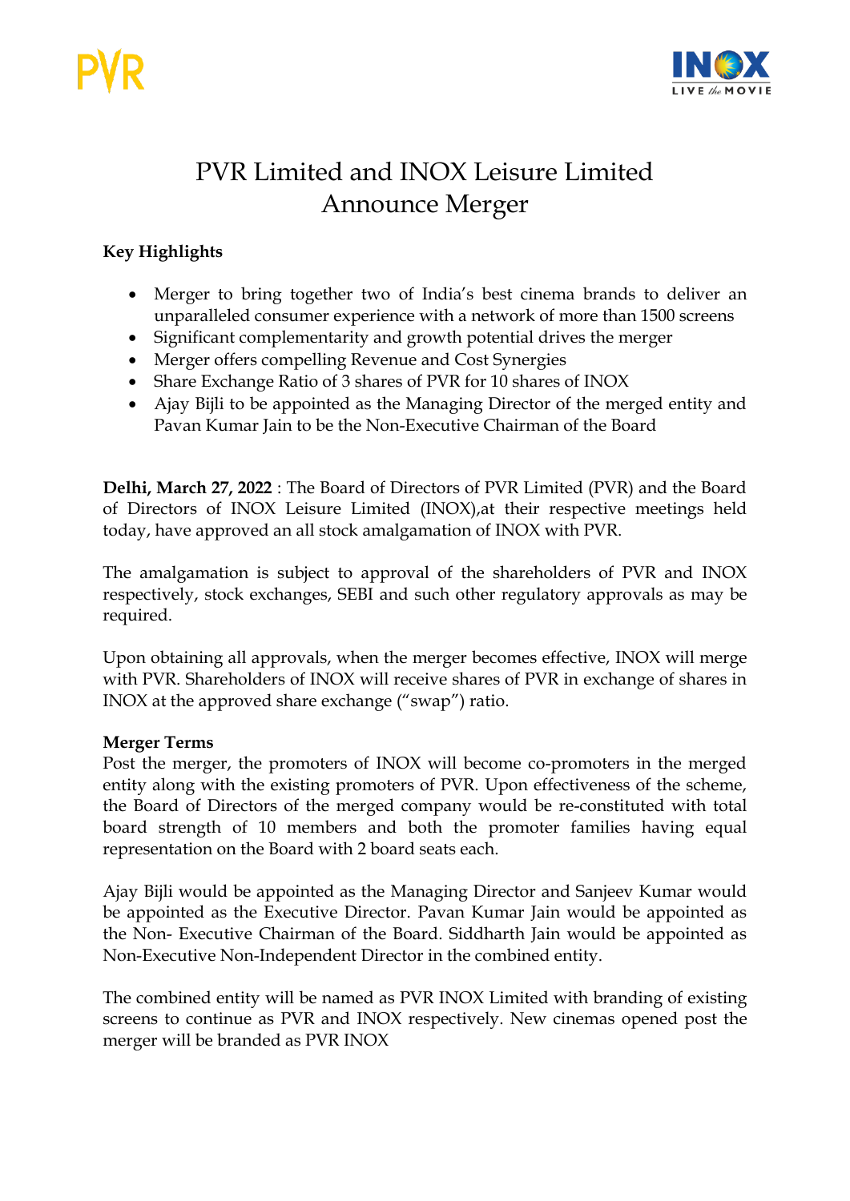# PVR Limited and INOX Leisure Limited Announce Merger

**Key Highlights**

- Merger to bring together two of India's best cinema brands to deliver an unparalleled consumer experience with a network of more than 1500 screens
- Significant complementarity and growth potential drives the merger
- Merger offers compelling Revenue and Cost Synergies
- Share Exchange Ratio of 3 shares of PVR for 10 shares of INOX
- Ajay Bijli to be appointed as the Managing Director of the merged entity and Pavan Kumar Jain to be the Non-Executive Chairman of the Board

**Delhi, March 27, 2022** : The Board of Directors of PVR Limited (PVR) and the Board of Directors of INOX Leisure Limited (INOX),at their respective meetings held today, have approved an all stock amalgamation of INOX with PVR.

The amalgamation is subject to approval of the shareholders of PVR and INOX respectively, stock exchanges, SEBI and such other regulatory approvals as may be required.

Upon obtaining all approvals, when the merger becomes effective, INOX will merge with PVR. Shareholders of INOX will receive shares of PVR in exchange of shares in INOX at the approved share exchange ("swap") ratio.

**Merger Terms**

Post the merger, the promoters of INOX will become co-promoters in the merged entity along with the existing promoters of PVR. Upon effectiveness of the scheme, the Board of Directors of the merged company would be re-constituted with total board strength of 10 members and both the promoter families having equal representation on the Board with 2 board seats each.

Ajay Bijli would be appointed as the Managing Director and Sanjeev Kumar would be appointed as the Executive Director. Pavan Kumar Jain would be appointed as the Non- Executive Chairman of the Board. Siddharth Jain would be appointed as Non-Executive Non-Independent Director in the combined entity.

The combined entity will be named as PVR INOX Limited with branding of existing screens to continue as PVR and INOX respectively. New cinemas opened post the merger will be branded as PVR INOX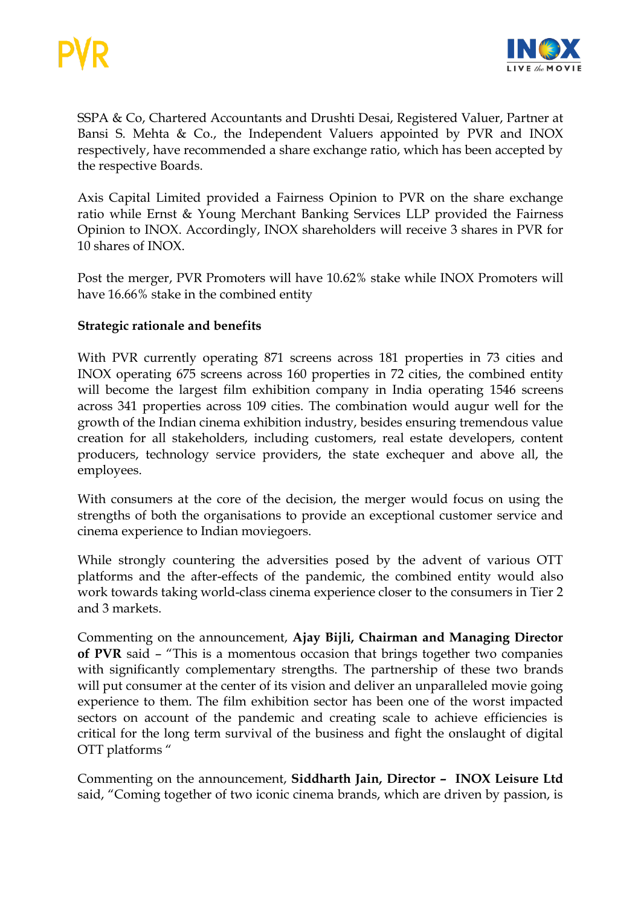SSPA & Co, Chartered Accountants and Drushti Desai, Registered Valuer, Partner at Bansi S. Mehta & Co., the Independent Valuers appointed by PVR and INOX respectively, have recommended a share exchange ratio, which has been accepted by the respective Boards.

Axis Capital Limited provided a Fairness Opinion to PVR on the share exchange ratio while Ernst & Young Merchant Banking Services LLP provided the Fairness Opinion to INOX. Accordingly, INOX shareholders will receive 3 shares in PVR for 10 shares of INOX.

Post the merger, PVR Promoters will have 10.62% stake while INOX Promoters will have 16.66% stake in the combined entity

**Strategic rationale and benefits**

With PVR currently operating 871 screens across 181 properties in 73 cities and INOX operating 675 screens across 160 properties in 72 cities, the combined entity will become the largest film exhibition company in India operating 1546 screens across 341 properties across 109 cities. The combination would augur well for the growth of the Indian cinema exhibition industry, besides ensuring tremendous value creation for all stakeholders, including customers, real estate developers, content producers, technology service providers, the state exchequer and above all, the employees.

With consumers at the core of the decision, the merger would focus on using the strengths of both the organisations to provide an exceptional customer service and cinema experience to Indian moviegoers.

While strongly countering the adversities posed by the advent of various OTT platforms and the after-effects of the pandemic, the combined entity would also work towards taking world-class cinema experience closer to the consumers in Tier 2 and 3 markets.

Commenting on the announcement, **Ajay Bijli, Chairman and Managing Director of PVR** said – "This is a momentous occasion that brings together two companies with significantly complementary strengths. The partnership of these two brands will put consumer at the center of its vision and deliver an unparalleled movie going experience to them. The film exhibition sector has been one of the worst impacted sectors on account of the pandemic and creating scale to achieve efficiencies is critical for the long term survival of the business and fight the onslaught of digital OTT platforms "

Commenting on the announcement, **Siddharth Jain, Director – INOX Leisure Ltd** said, "Coming together of two iconic cinema brands, which are driven by passion, is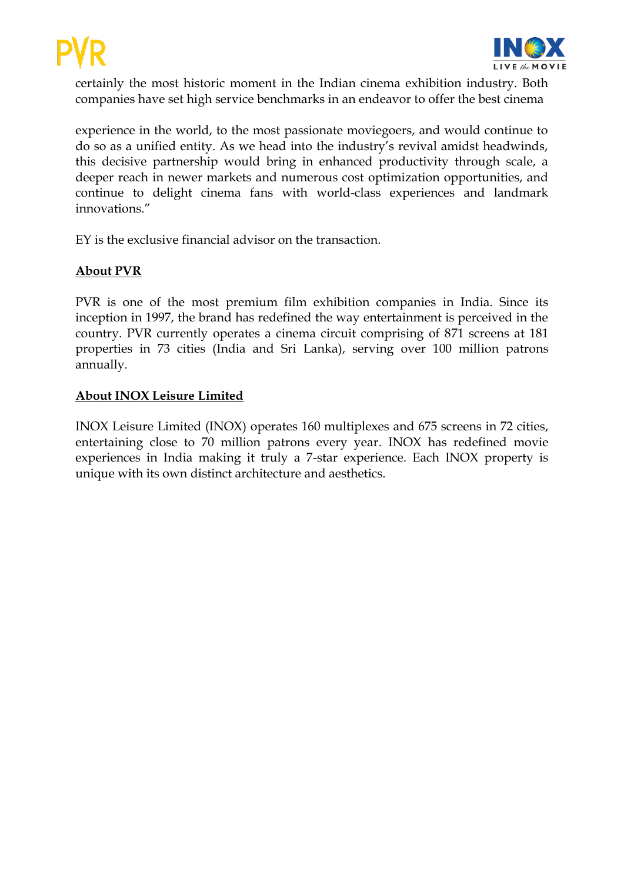certainly the most historic moment in the Indian cinema exhibition industry. Both companies have set high service benchmarks in an endeavor to offer the best cinema

experience in the world, to the most passionate moviegoers, and would continue to do so as a unified entity. As we head into the industry's revival amidst headwinds, this decisive partnership would bring in enhanced productivity through scale, a deeper reach in newer markets and numerous cost optimization opportunities, and continue to delight cinema fans with world-class experiences and landmark innovations."

EY is the exclusive financial advisor on the transaction.

## About PVR

PVR is one of the most premium film exhibition companies in India. Since its inception in 1997, the brand has redefined the way entertainment is perceived in the country. PVR currently operates a cinema circuit comprising of 871 screens at 181 properties in 73 cities (India and Sri Lanka), serving over 100 million patrons annually.

## About INOX Leisure Limited

INOX Leisure Limited (INOX) operates 160 multiplexes and 675 screens in 72 cities, entertaining close to 70 million patrons every year. INOX has redefined movie experiences in India making it truly a 7-star experience. Each INOX property is unique with its own distinct architecture and aesthetics.